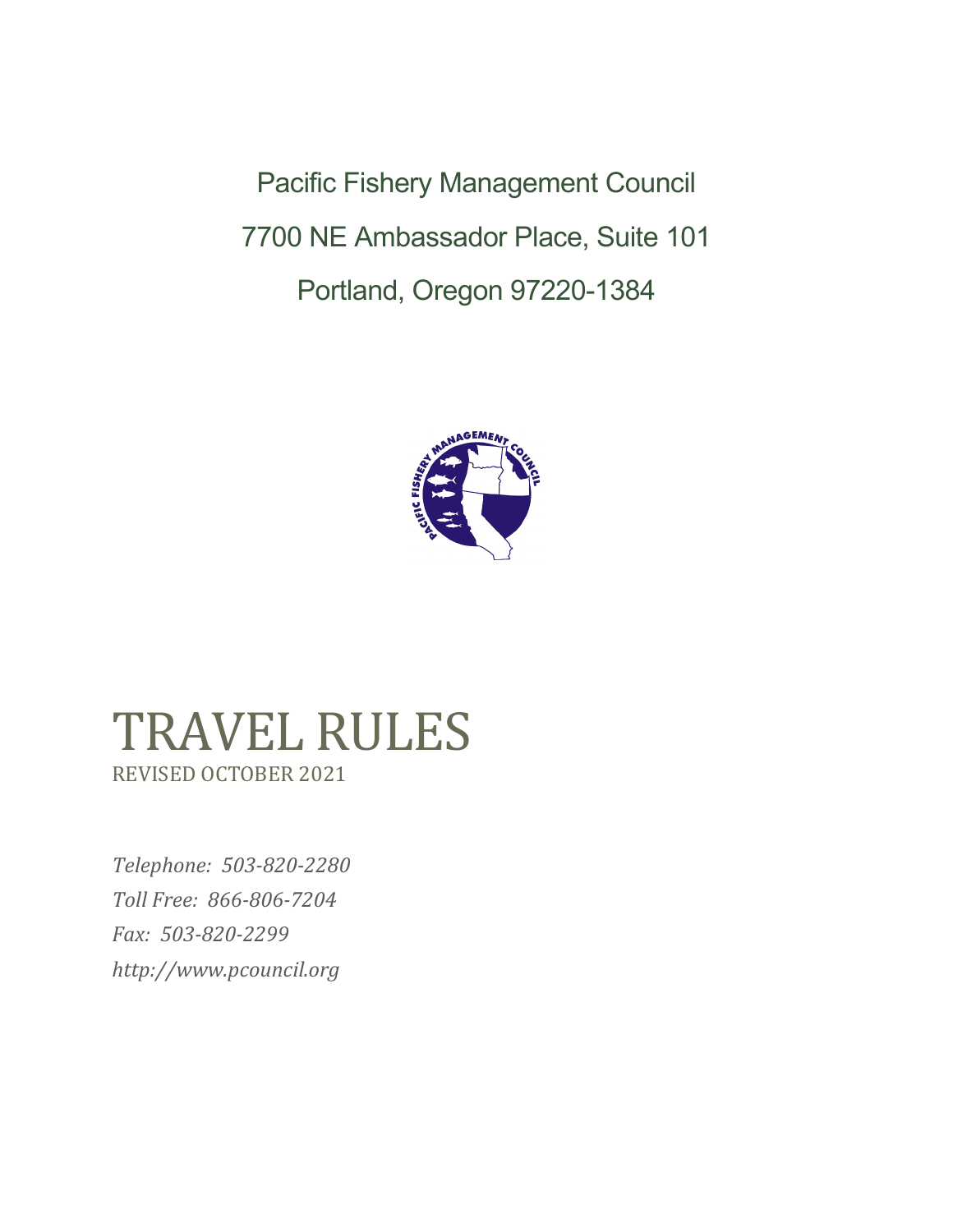Pacific Fishery Management Council

7700 NE Ambassador Place, Suite 101

Portland, Oregon 97220-1384

# TRAVEL RULES

REVISED OCTOBER 2021

*Telephone: 503-820-2280*

*Toll Free: 866-806-7204*

*Fax: 503-820-2299*

*http://www.pcouncil.org*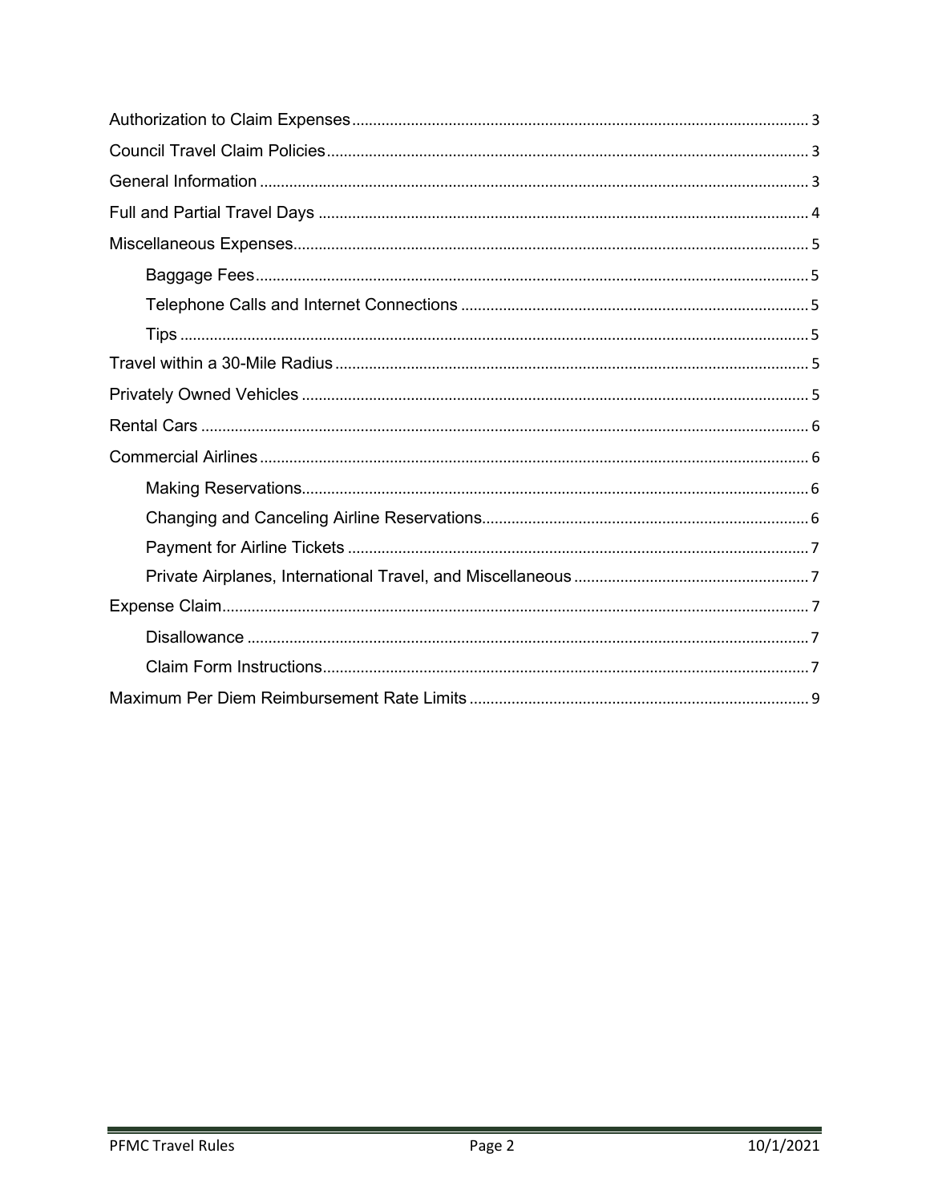Authorization to Claim Expenses 3

Council Travel Claim Policies 3

General Information 3

Full and Partial Travel Days 4

Miscellaneous Expenses 5

- Baggage Fees 5
- Telephone Calls and Internet Connections 5
- Tips 5

Travel within a 30-Mile Radius 5

Privately Owned Vehicles 5

Rental Cars 6

Commercial Airlines 6

- Making Reservations 6
- Changing and Canceling Airline Reservations 6
- Payment for Airline Tickets 7
- Private Airplanes, International Travel, and Miscellaneous 7

Expense Claim 7

- Disallowance 7
- Claim Form Instructions 7

Maximum Per Diem Reimbursement Rate Limits 9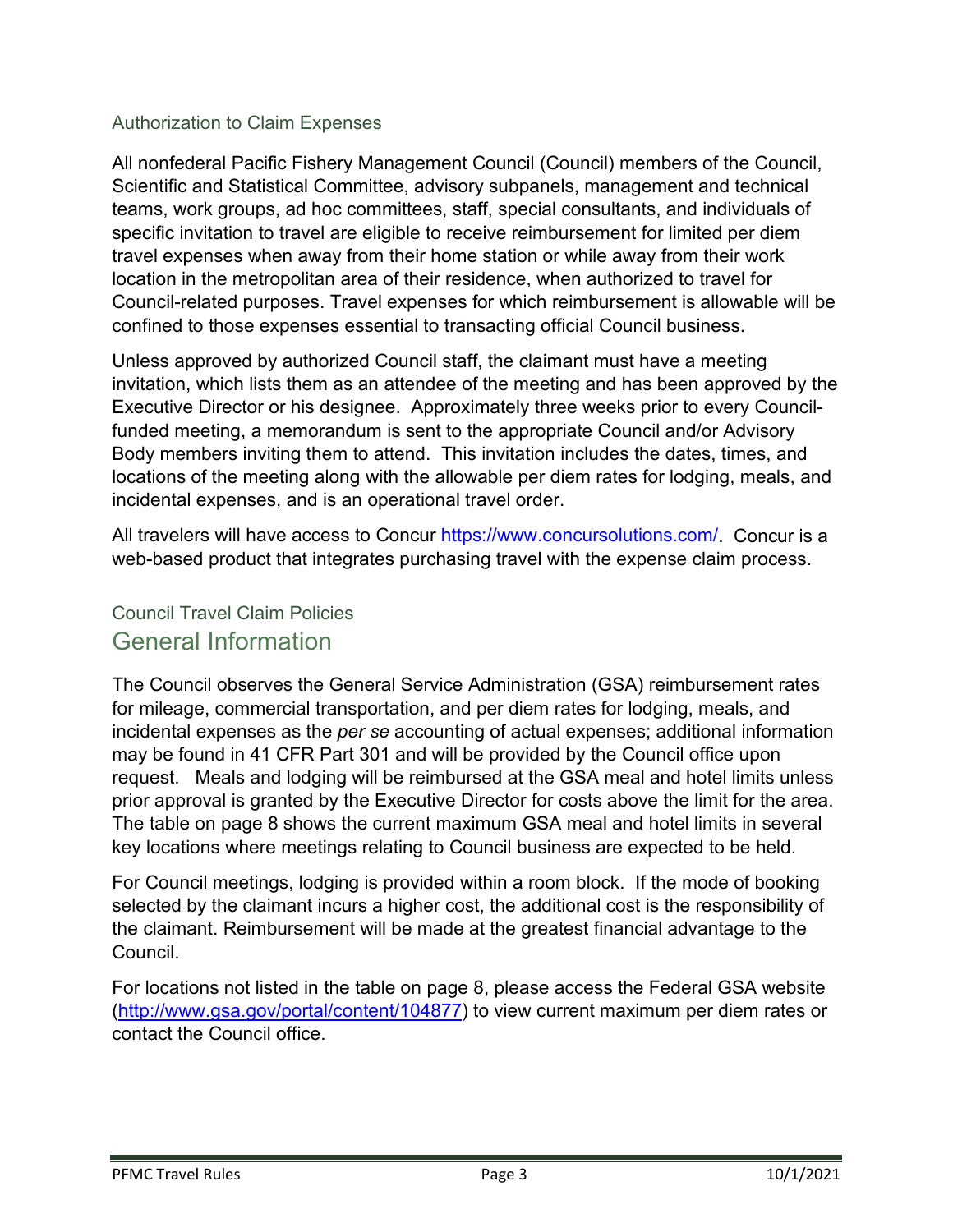### Authorization to Claim Expenses

All nonfederal Pacific Fishery Management Council (Council) members of the Council, Scientific and Statistical Committee, advisory subpanels, management and technical teams, work groups, ad hoc committees, staff, special consultants, and individuals of specific invitation to travel are eligible to receive reimbursement for limited per diem travel expenses when away from their home station or while away from their work location in the metropolitan area of their residence, when authorized to travel for Council-related purposes. Travel expenses for which reimbursement is allowable will be confined to those expenses essential to transacting official Council business.

Unless approved by authorized Council staff, the claimant must have a meeting invitation, which lists them as an attendee of the meeting and has been approved by the Executive Director or his designee. Approximately three weeks prior to every Council-funded meeting, a memorandum is sent to the appropriate Council and/or Advisory Body members inviting them to attend. This invitation includes the dates, times, and locations of the meeting along with the allowable per diem rates for lodging, meals, and incidental expenses, and is an operational travel order.

All travelers will have access to Concur [https://www.concursolutions.com/](https://www.concursolutions.com/). Concur is a web-based product that integrates purchasing travel with the expense claim process.

### Council Travel Claim Policies

## General Information

The Council observes the General Service Administration (GSA) reimbursement rates for mileage, commercial transportation, and per diem rates for lodging, meals, and incidental expenses as the *per se* accounting of actual expenses; additional information may be found in 41 CFR Part 301 and will be provided by the Council office upon request. Meals and lodging will be reimbursed at the GSA meal and hotel limits unless prior approval is granted by the Executive Director for costs above the limit for the area. The table on page 8 shows the current maximum GSA meal and hotel limits in several key locations where meetings relating to Council business are expected to be held.

For Council meetings, lodging is provided within a room block. If the mode of booking selected by the claimant incurs a higher cost, the additional cost is the responsibility of the claimant. Reimbursement will be made at the greatest financial advantage to the Council.

For locations not listed in the table on page 8, please access the Federal GSA website ([http://www.gsa.gov/portal/content/104877](http://www.gsa.gov/portal/content/104877)) to view current maximum per diem rates or contact the Council office.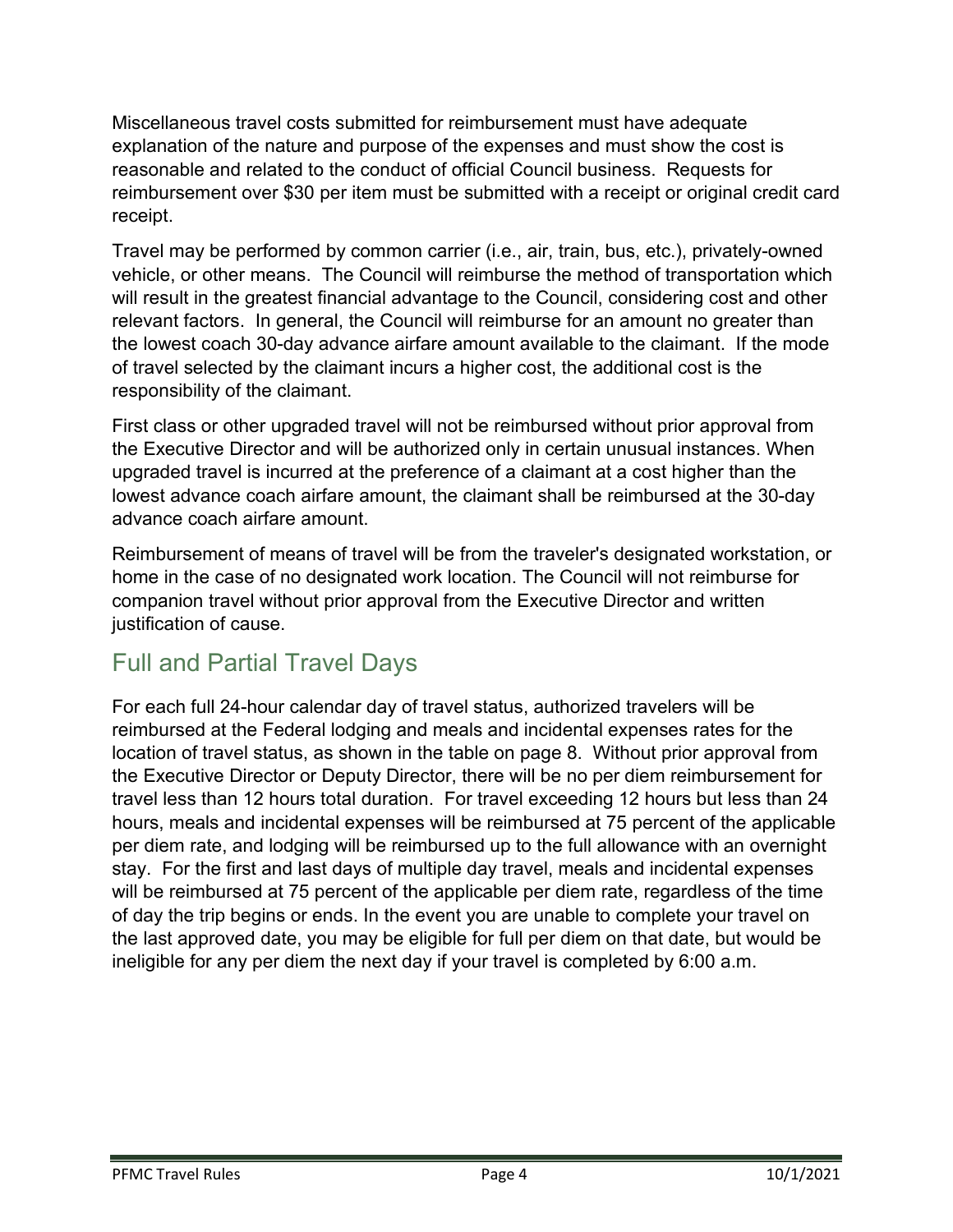Miscellaneous travel costs submitted for reimbursement must have adequate explanation of the nature and purpose of the expenses and must show the cost is reasonable and related to the conduct of official Council business. Requests for reimbursement over $30 per item must be submitted with a receipt or original credit card receipt.

Travel may be performed by common carrier (i.e., air, train, bus, etc.), privately-owned vehicle, or other means. The Council will reimburse the method of transportation which will result in the greatest financial advantage to the Council, considering cost and other relevant factors. In general, the Council will reimburse for an amount no greater than the lowest coach 30-day advance airfare amount available to the claimant. If the mode of travel selected by the claimant incurs a higher cost, the additional cost is the responsibility of the claimant.

First class or other upgraded travel will not be reimbursed without prior approval from the Executive Director and will be authorized only in certain unusual instances. When upgraded travel is incurred at the preference of a claimant at a cost higher than the lowest advance coach airfare amount, the claimant shall be reimbursed at the 30-day advance coach airfare amount.

Reimbursement of means of travel will be from the traveler's designated workstation, or home in the case of no designated work location. The Council will not reimburse for companion travel without prior approval from the Executive Director and written justification of cause.

## Full and Partial Travel Days

For each full 24-hour calendar day of travel status, authorized travelers will be reimbursed at the Federal lodging and meals and incidental expenses rates for the location of travel status, as shown in the table on page 8. Without prior approval from the Executive Director or Deputy Director, there will be no per diem reimbursement for travel less than 12 hours total duration. For travel exceeding 12 hours but less than 24 hours, meals and incidental expenses will be reimbursed at 75 percent of the applicable per diem rate, and lodging will be reimbursed up to the full allowance with an overnight stay. For the first and last days of multiple day travel, meals and incidental expenses will be reimbursed at 75 percent of the applicable per diem rate, regardless of the time of day the trip begins or ends. In the event you are unable to complete your travel on the last approved date, you may be eligible for full per diem on that date, but would be ineligible for any per diem the next day if your travel is completed by 6:00 a.m.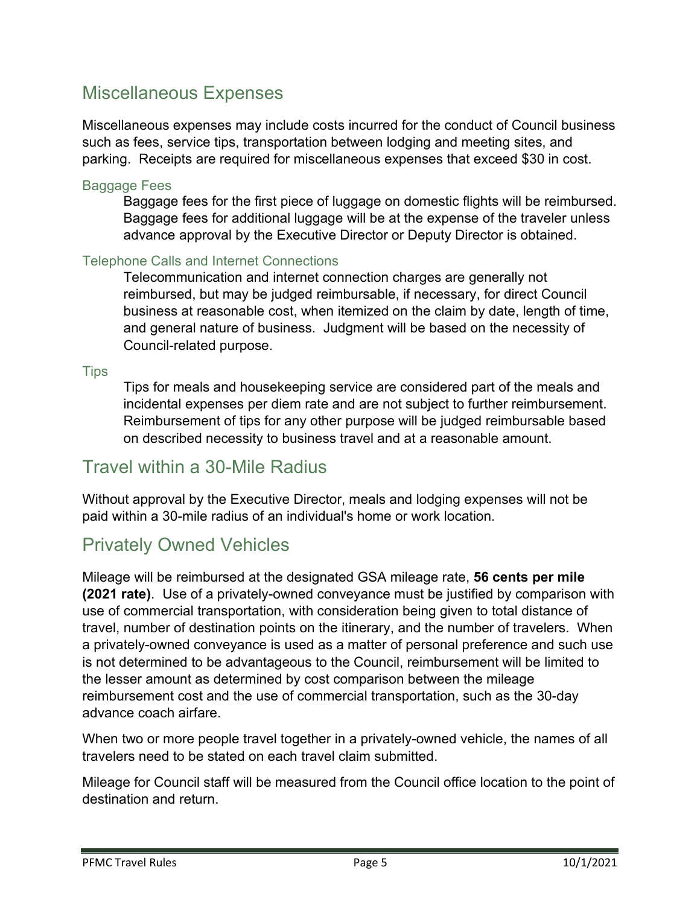## Miscellaneous Expenses

Miscellaneous expenses may include costs incurred for the conduct of Council business such as fees, service tips, transportation between lodging and meeting sites, and parking. Receipts are required for miscellaneous expenses that exceed $30 in cost.

### Baggage Fees

Baggage fees for the first piece of luggage on domestic flights will be reimbursed. Baggage fees for additional luggage will be at the expense of the traveler unless advance approval by the Executive Director or Deputy Director is obtained.

### Telephone Calls and Internet Connections

Telecommunication and internet connection charges are generally not reimbursed, but may be judged reimbursable, if necessary, for direct Council business at reasonable cost, when itemized on the claim by date, length of time, and general nature of business. Judgment will be based on the necessity of Council-related purpose.

### Tips

Tips for meals and housekeeping service are considered part of the meals and incidental expenses per diem rate and are not subject to further reimbursement. Reimbursement of tips for any other purpose will be judged reimbursable based on described necessity to business travel and at a reasonable amount.

## Travel within a 30-Mile Radius

Without approval by the Executive Director, meals and lodging expenses will not be paid within a 30-mile radius of an individual's home or work location.

## Privately Owned Vehicles

Mileage will be reimbursed at the designated GSA mileage rate, **56 cents per mile (2021 rate)**. Use of a privately-owned conveyance must be justified by comparison with use of commercial transportation, with consideration being given to total distance of travel, number of destination points on the itinerary, and the number of travelers. When a privately-owned conveyance is used as a matter of personal preference and such use is not determined to be advantageous to the Council, reimbursement will be limited to the lesser amount as determined by cost comparison between the mileage reimbursement cost and the use of commercial transportation, such as the 30-day advance coach airfare.

When two or more people travel together in a privately-owned vehicle, the names of all travelers need to be stated on each travel claim submitted.

Mileage for Council staff will be measured from the Council office location to the point of destination and return.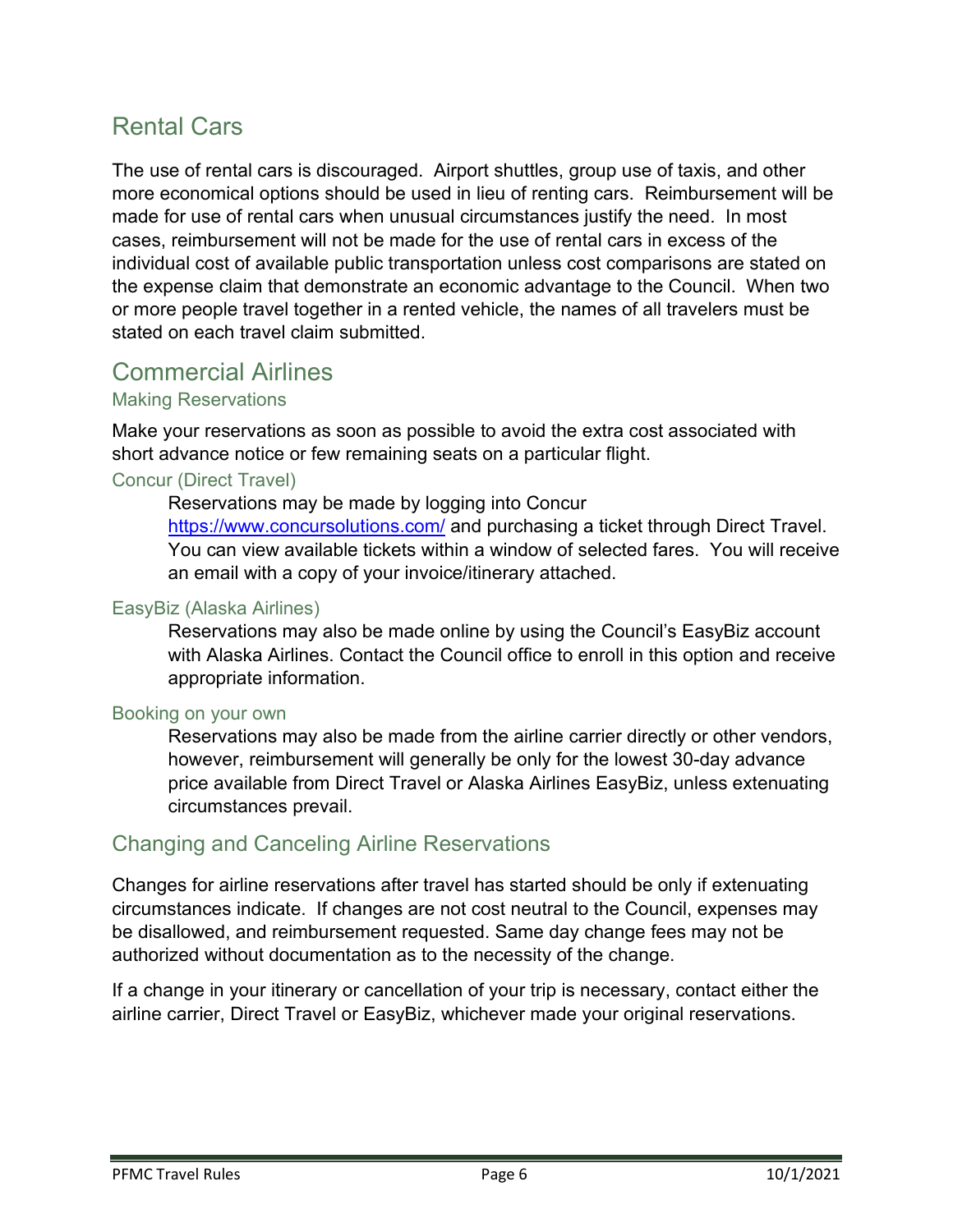## Rental Cars

The use of rental cars is discouraged. Airport shuttles, group use of taxis, and other more economical options should be used in lieu of renting cars. Reimbursement will be made for use of rental cars when unusual circumstances justify the need. In most cases, reimbursement will not be made for the use of rental cars in excess of the individual cost of available public transportation unless cost comparisons are stated on the expense claim that demonstrate an economic advantage to the Council. When two or more people travel together in a rented vehicle, the names of all travelers must be stated on each travel claim submitted.

## Commercial Airlines

### Making Reservations

Make your reservations as soon as possible to avoid the extra cost associated with short advance notice or few remaining seats on a particular flight.

### Concur (Direct Travel)

Reservations may be made by logging into Concur [https://www.concursolutions.com/](https://www.concursolutions.com/) and purchasing a ticket through Direct Travel. You can view available tickets within a window of selected fares. You will receive an email with a copy of your invoice/itinerary attached.

### EasyBiz (Alaska Airlines)

Reservations may also be made online by using the Council's EasyBiz account with Alaska Airlines. Contact the Council office to enroll in this option and receive appropriate information.

### Booking on your own

Reservations may also be made from the airline carrier directly or other vendors, however, reimbursement will generally be only for the lowest 30-day advance price available from Direct Travel or Alaska Airlines EasyBiz, unless extenuating circumstances prevail.

## Changing and Canceling Airline Reservations

Changes for airline reservations after travel has started should be only if extenuating circumstances indicate. If changes are not cost neutral to the Council, expenses may be disallowed, and reimbursement requested. Same day change fees may not be authorized without documentation as to the necessity of the change.

If a change in your itinerary or cancellation of your trip is necessary, contact either the airline carrier, Direct Travel or EasyBiz, whichever made your original reservations.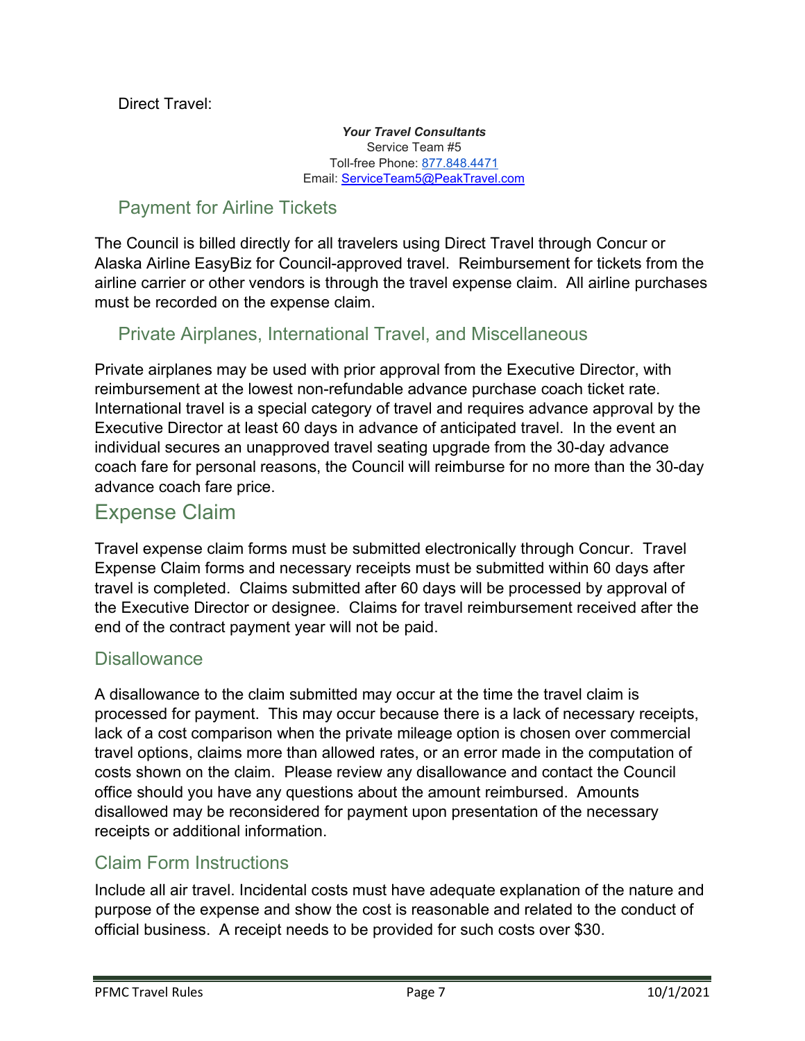Direct Travel:

***Your Travel Consultants***
Service Team #5
Toll-free Phone: 877.848.4471
Email: ServiceTeam5@PeakTravel.com

### Payment for Airline Tickets

The Council is billed directly for all travelers using Direct Travel through Concur or Alaska Airline EasyBiz for Council-approved travel. Reimbursement for tickets from the airline carrier or other vendors is through the travel expense claim. All airline purchases must be recorded on the expense claim.

### Private Airplanes, International Travel, and Miscellaneous

Private airplanes may be used with prior approval from the Executive Director, with reimbursement at the lowest non-refundable advance purchase coach ticket rate. International travel is a special category of travel and requires advance approval by the Executive Director at least 60 days in advance of anticipated travel. In the event an individual secures an unapproved travel seating upgrade from the 30-day advance coach fare for personal reasons, the Council will reimburse for no more than the 30-day advance coach fare price.

# Expense Claim

Travel expense claim forms must be submitted electronically through Concur. Travel Expense Claim forms and necessary receipts must be submitted within 60 days after travel is completed. Claims submitted after 60 days will be processed by approval of the Executive Director or designee. Claims for travel reimbursement received after the end of the contract payment year will not be paid.

## Disallowance

A disallowance to the claim submitted may occur at the time the travel claim is processed for payment. This may occur because there is a lack of necessary receipts, lack of a cost comparison when the private mileage option is chosen over commercial travel options, claims more than allowed rates, or an error made in the computation of costs shown on the claim. Please review any disallowance and contact the Council office should you have any questions about the amount reimbursed. Amounts disallowed may be reconsidered for payment upon presentation of the necessary receipts or additional information.

## Claim Form Instructions

Include all air travel. Incidental costs must have adequate explanation of the nature and purpose of the expense and show the cost is reasonable and related to the conduct of official business. A receipt needs to be provided for such costs over $30.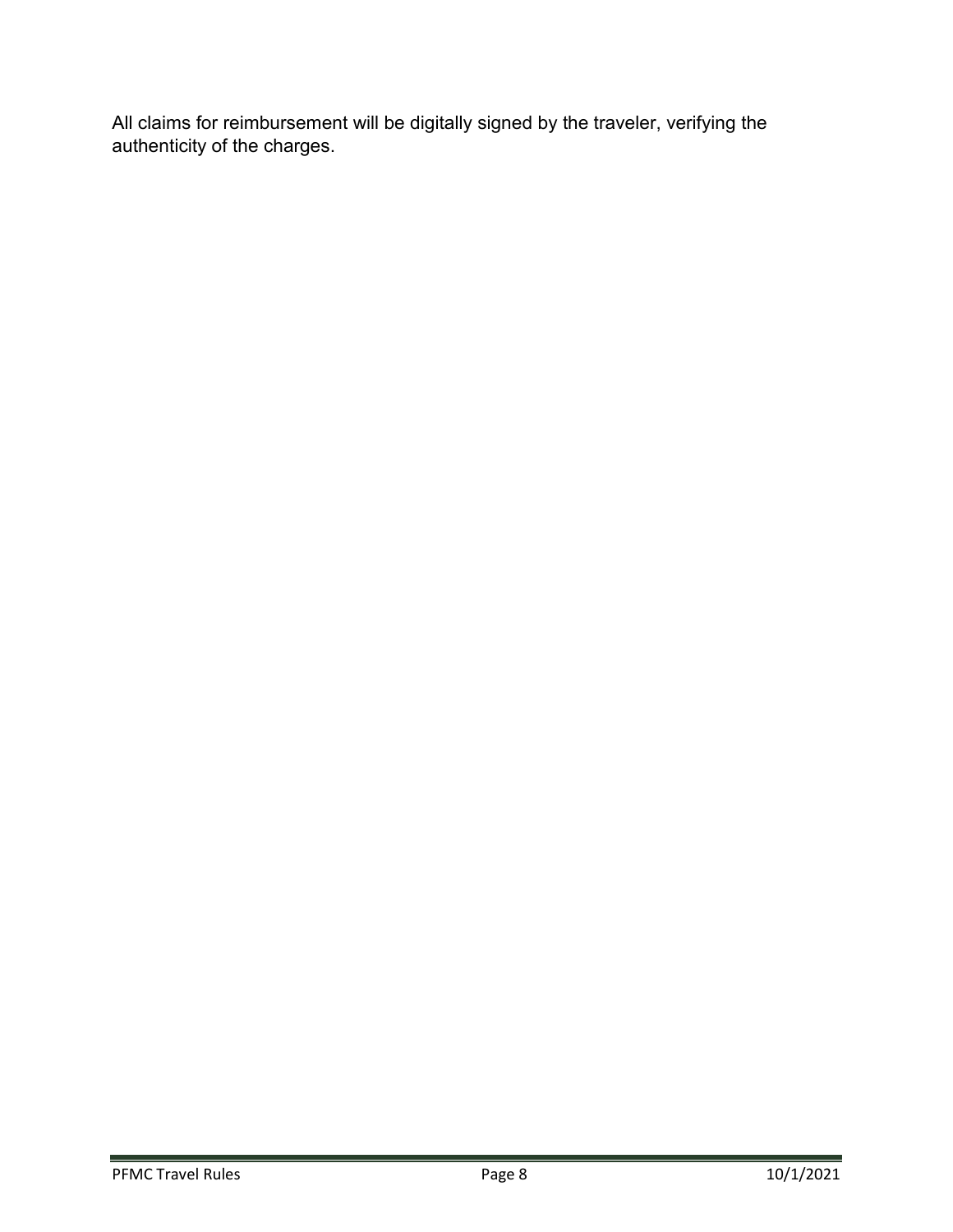All claims for reimbursement will be digitally signed by the traveler, verifying the authenticity of the charges.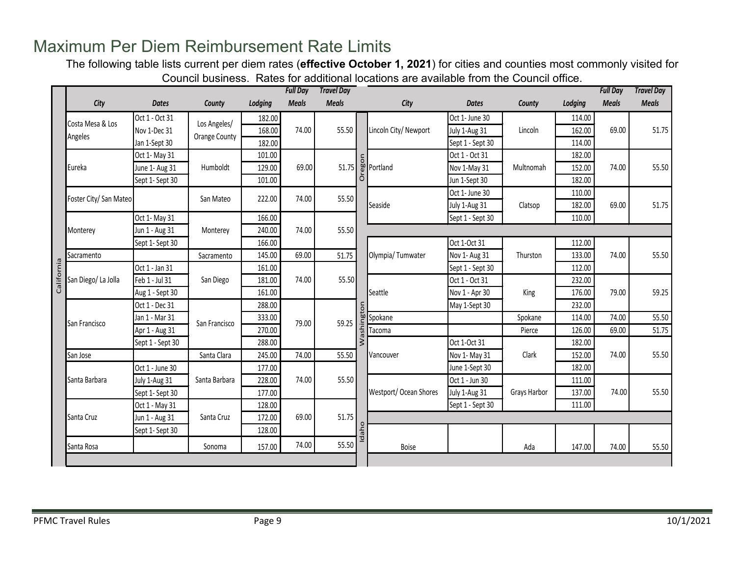# Maximum Per Diem Reimbursement Rate Limits

The following table lists current per diem rates (**effective October 1, 2021**) for cities and counties most commonly visited for Council business. Rates for additional locations are available from the Council office.

| State | City | Dates | County | Lodging | Full Day Meals | Travel Day Meals |
|---|---|---|---|---|---|---|
| California | Costa Mesa & Los Angeles | Oct 1 - Oct 31 | Los Angeles/ Orange County | 182.00 | 74.00 | 55.50 |
| | | Nov 1-Dec 31 | | 168.00 | | |
| | | Jan 1-Sept 30 | | 182.00 | | |
| | Eureka | Oct 1- May 31 | Humboldt | 101.00 | 69.00 | 51.75 |
| | | June 1- Aug 31 | | 129.00 | | |
| | | Sept 1- Sept 30 | | 101.00 | | |
| | Foster City/ San Mateo | | San Mateo | 222.00 | 74.00 | 55.50 |
| | Monterey | Oct 1- May 31 | Monterey | 166.00 | 74.00 | 55.50 |
| | | Jun 1 - Aug 31 | | 240.00 | | |
| | | Sept 1- Sept 30 | | 166.00 | | |
| | Sacramento | | Sacramento | 145.00 | 69.00 | 51.75 |
| | San Diego/ La Jolla | Oct 1 - Jan 31 | San Diego | 161.00 | 74.00 | 55.50 |
| | | Feb 1 - Jul 31 | | 181.00 | | |
| | | Aug 1 - Sept 30 | | 161.00 | | |
| | San Francisco | Oct 1 - Dec 31 | San Francisco | 288.00 | 79.00 | 59.25 |
| | | Jan 1 - Mar 31 | | 333.00 | | |
| | | Apr 1 - Aug 31 | | 270.00 | | |
| | | Sept 1 - Sept 30 | | 288.00 | | |
| | San Jose | | Santa Clara | 245.00 | 74.00 | 55.50 |
| | Santa Barbara | Oct 1 - June 30 | Santa Barbara | 177.00 | 74.00 | 55.50 |
| | | July 1-Aug 31 | | 228.00 | | |
| | | Sept 1- Sept 30 | | 177.00 | | |
| | Santa Cruz | Oct 1 - May 31 | Santa Cruz | 128.00 | 69.00 | 51.75 |
| | | Jun 1 - Aug 31 | | 172.00 | | |
| | | Sept 1- Sept 30 | | 128.00 | | |
| | Santa Rosa | | Sonoma | 157.00 | 74.00 | 55.50 |
| Oregon | Lincoln City/ Newport | Oct 1- June 30 | Lincoln | 114.00 | 69.00 | 51.75 |
| | | July 1-Aug 31 | | 162.00 | | |
| | | Sept 1 - Sept 30 | | 114.00 | | |
| | Portland | Oct 1 - Oct 31 | Multnomah | 182.00 | 74.00 | 55.50 |
| | | Nov 1-May 31 | | 152.00 | | |
| | | Jun 1-Sept 30 | | 182.00 | | |
| | Seaside | Oct 1- June 30 | Clatsop | 110.00 | 69.00 | 51.75 |
| | | July 1-Aug 31 | | 182.00 | | |
| | | Sept 1 - Sept 30 | | 110.00 | | |
| Washington | Olympia/ Tumwater | Oct 1-Oct 31 | Thurston | 112.00 | 74.00 | 55.50 |
| | | Nov 1- Aug 31 | | 133.00 | | |
| | | Sept 1 - Sept 30 | | 112.00 | | |
| | Seattle | Oct 1 - Oct 31 | King | 232.00 | 79.00 | 59.25 |
| | | Nov 1 - Apr 30 | | 176.00 | | |
| | | May 1-Sept 30 | | 232.00 | | |
| | Spokane | | Spokane | 114.00 | 74.00 | 55.50 |
| | Tacoma | | Pierce | 126.00 | 69.00 | 51.75 |
| | Vancouver | Oct 1-Oct 31 | Clark | 182.00 | 74.00 | 55.50 |
| | | Nov 1- May 31 | | 152.00 | | |
| | | June 1-Sept 30 | | 182.00 | | |
| | Westport/ Ocean Shores | Oct 1 - Jun 30 | Grays Harbor | 111.00 | 74.00 | 55.50 |
| | | July 1-Aug 31 | | 137.00 | | |
| | | Sept 1 - Sept 30 | | 111.00 | | |
| Idaho | Boise | | Ada | 147.00 | 74.00 | 55.50 |